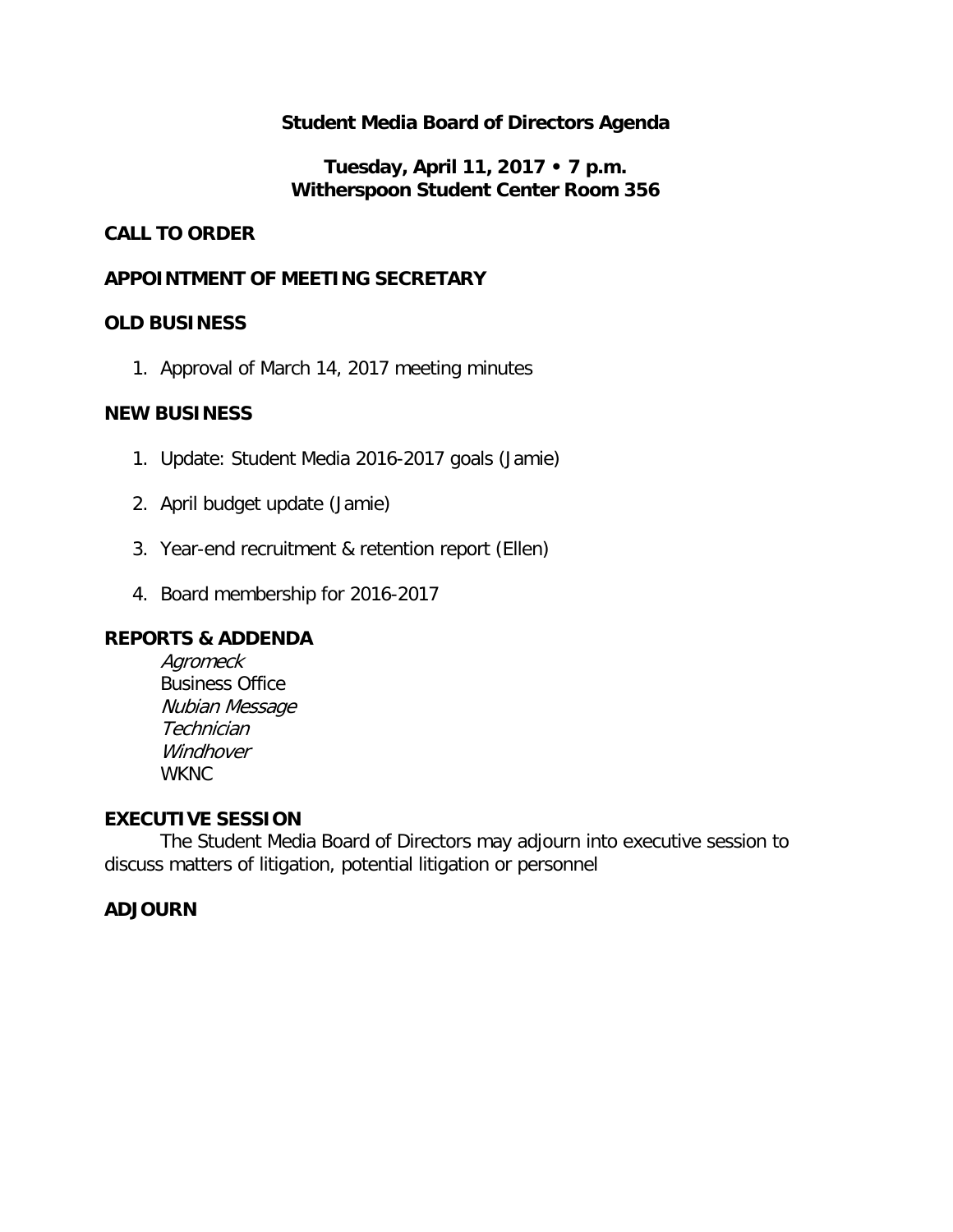# Student Media Board of Directors Agenda

**Tuesday, April 11, 2017 • 7 p.m.**
**Witherspoon Student Center Room 356**

## CALL TO ORDER

## APPOINTMENT OF MEETING SECRETARY

## OLD BUSINESS

1. Approval of March 14, 2017 meeting minutes

## NEW BUSINESS

1. Update: Student Media 2016-2017 goals (Jamie)
2. April budget update (Jamie)
3. Year-end recruitment & retention report (Ellen)
4. Board membership for 2016-2017

## REPORTS & ADDENDA

*Agromeck*
Business Office
*Nubian Message*
*Technician*
*Windhover*
WKNC

## EXECUTIVE SESSION

The Student Media Board of Directors may adjourn into executive session to discuss matters of litigation, potential litigation or personnel

## ADJOURN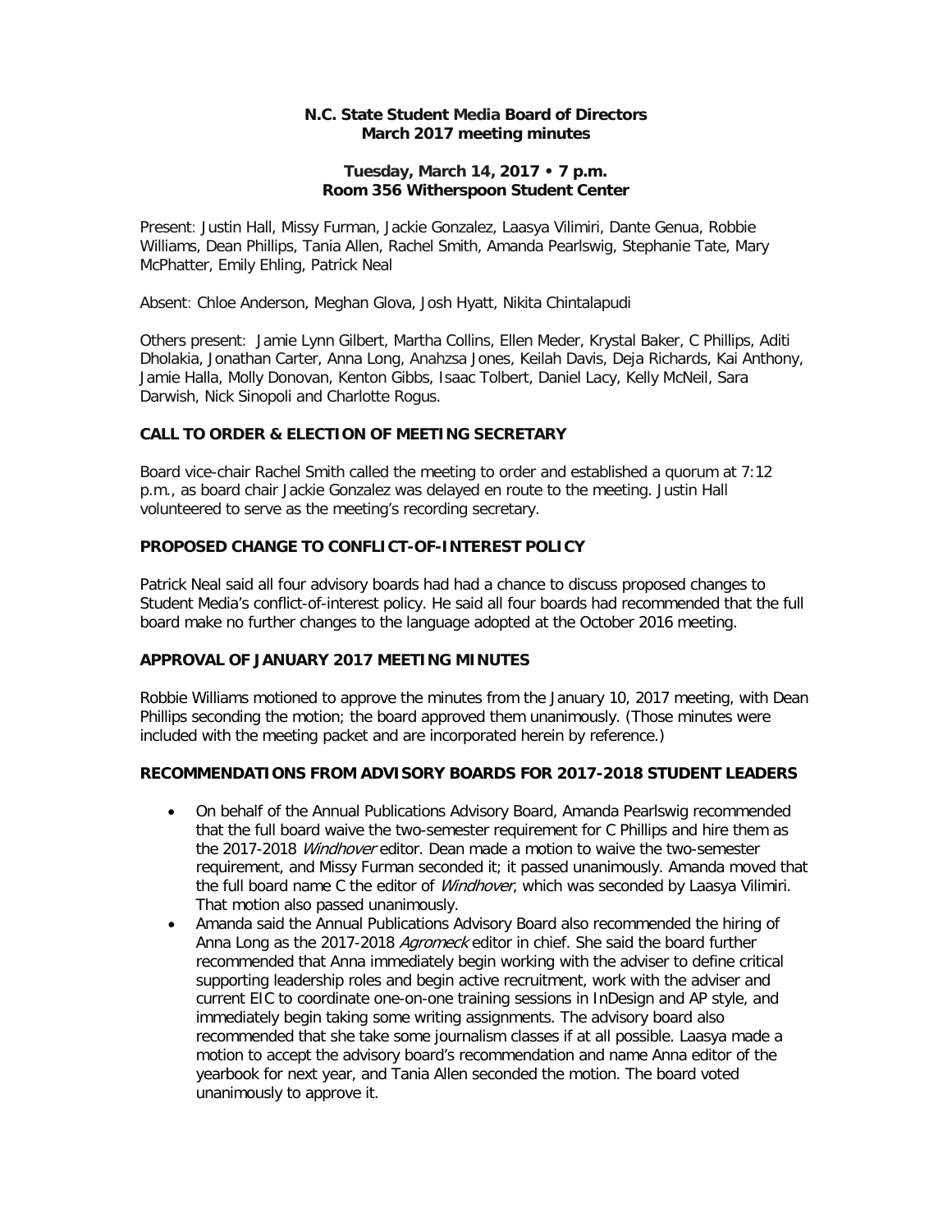**N.C. State Student Media Board of Directors**
**March 2017 meeting minutes**

**Tuesday, March 14, 2017 • 7 p.m.**
**Room 356 Witherspoon Student Center**

Present: Justin Hall, Missy Furman, Jackie Gonzalez, Laasya Vilimiri, Dante Genua, Robbie Williams, Dean Phillips, Tania Allen, Rachel Smith, Amanda Pearlswig, Stephanie Tate, Mary McPhatter, Emily Ehling, Patrick Neal

Absent: Chloe Anderson, Meghan Glova, Josh Hyatt, Nikita Chintalapudi

Others present: Jamie Lynn Gilbert, Martha Collins, Ellen Meder, Krystal Baker, C Phillips, Aditi Dholakia, Jonathan Carter, Anna Long, Anahzsa Jones, Keilah Davis, Deja Richards, Kai Anthony, Jamie Halla, Molly Donovan, Kenton Gibbs, Isaac Tolbert, Daniel Lacy, Kelly McNeil, Sara Darwish, Nick Sinopoli and Charlotte Rogus.

## CALL TO ORDER & ELECTION OF MEETING SECRETARY

Board vice-chair Rachel Smith called the meeting to order and established a quorum at 7:12 p.m., as board chair Jackie Gonzalez was delayed en route to the meeting. Justin Hall volunteered to serve as the meeting's recording secretary.

## PROPOSED CHANGE TO CONFLICT-OF-INTEREST POLICY

Patrick Neal said all four advisory boards had had a chance to discuss proposed changes to Student Media's conflict-of-interest policy. He said all four boards had recommended that the full board make no further changes to the language adopted at the October 2016 meeting.

## APPROVAL OF JANUARY 2017 MEETING MINUTES

Robbie Williams motioned to approve the minutes from the January 10, 2017 meeting, with Dean Phillips seconding the motion; the board approved them unanimously. (Those minutes were included with the meeting packet and are incorporated herein by reference.)

## RECOMMENDATIONS FROM ADVISORY BOARDS FOR 2017-2018 STUDENT LEADERS

- On behalf of the Annual Publications Advisory Board, Amanda Pearlswig recommended that the full board waive the two-semester requirement for C Phillips and hire them as the 2017-2018 *Windhover* editor. Dean made a motion to waive the two-semester requirement, and Missy Furman seconded it; it passed unanimously. Amanda moved that the full board name C the editor of *Windhover*, which was seconded by Laasya Vilimiri. That motion also passed unanimously.
- Amanda said the Annual Publications Advisory Board also recommended the hiring of Anna Long as the 2017-2018 *Agromeck* editor in chief. She said the board further recommended that Anna immediately begin working with the adviser to define critical supporting leadership roles and begin active recruitment, work with the adviser and current EIC to coordinate one-on-one training sessions in InDesign and AP style, and immediately begin taking some writing assignments. The advisory board also recommended that she take some journalism classes if at all possible. Laasya made a motion to accept the advisory board's recommendation and name Anna editor of the yearbook for next year, and Tania Allen seconded the motion. The board voted unanimously to approve it.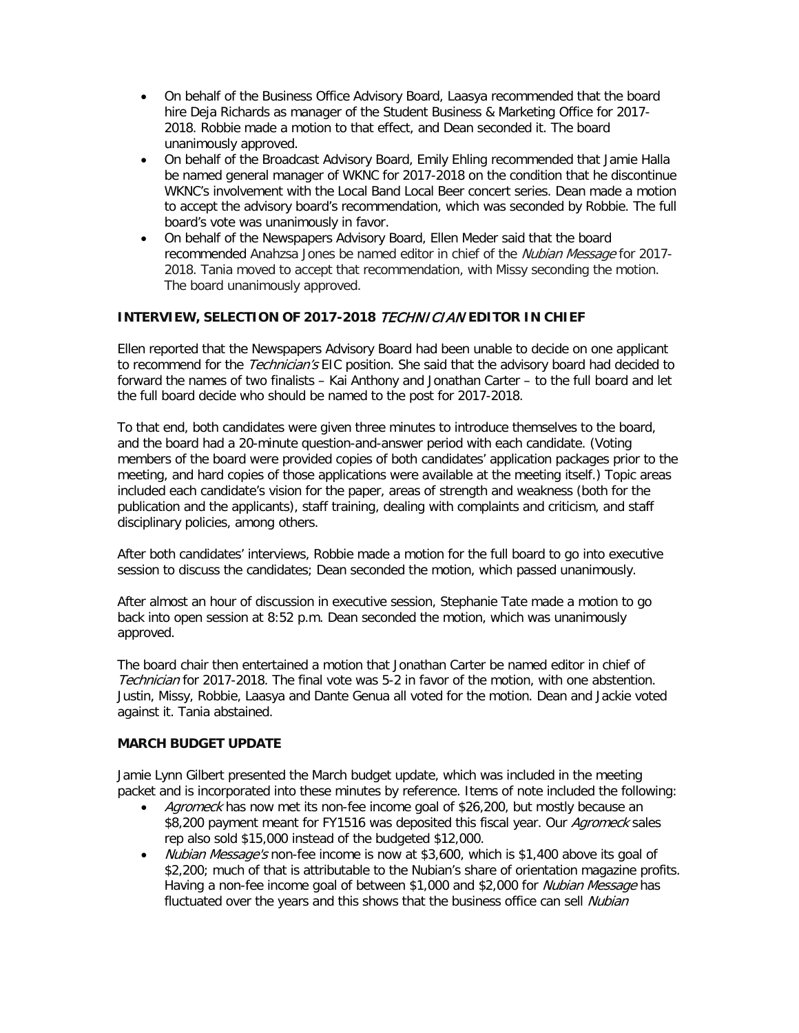- On behalf of the Business Office Advisory Board, Laasya recommended that the board hire Deja Richards as manager of the Student Business & Marketing Office for 2017-2018. Robbie made a motion to that effect, and Dean seconded it. The board unanimously approved.
- On behalf of the Broadcast Advisory Board, Emily Ehling recommended that Jamie Halla be named general manager of WKNC for 2017-2018 on the condition that he discontinue WKNC's involvement with the Local Band Local Beer concert series. Dean made a motion to accept the advisory board's recommendation, which was seconded by Robbie. The full board's vote was unanimously in favor.
- On behalf of the Newspapers Advisory Board, Ellen Meder said that the board recommended Anahzsa Jones be named editor in chief of the *Nubian Message* for 2017-2018. Tania moved to accept that recommendation, with Missy seconding the motion. The board unanimously approved.

**INTERVIEW, SELECTION OF 2017-2018 *TECHNICIAN* EDITOR IN CHIEF**

Ellen reported that the Newspapers Advisory Board had been unable to decide on one applicant to recommend for the *Technician's* EIC position. She said that the advisory board had decided to forward the names of two finalists – Kai Anthony and Jonathan Carter – to the full board and let the full board decide who should be named to the post for 2017-2018.

To that end, both candidates were given three minutes to introduce themselves to the board, and the board had a 20-minute question-and-answer period with each candidate. (Voting members of the board were provided copies of both candidates' application packages prior to the meeting, and hard copies of those applications were available at the meeting itself.) Topic areas included each candidate's vision for the paper, areas of strength and weakness (both for the publication and the applicants), staff training, dealing with complaints and criticism, and staff disciplinary policies, among others.

After both candidates' interviews, Robbie made a motion for the full board to go into executive session to discuss the candidates; Dean seconded the motion, which passed unanimously.

After almost an hour of discussion in executive session, Stephanie Tate made a motion to go back into open session at 8:52 p.m. Dean seconded the motion, which was unanimously approved.

The board chair then entertained a motion that Jonathan Carter be named editor in chief of *Technician* for 2017-2018. The final vote was 5-2 in favor of the motion, with one abstention. Justin, Missy, Robbie, Laasya and Dante Genua all voted for the motion. Dean and Jackie voted against it. Tania abstained.

**MARCH BUDGET UPDATE**

Jamie Lynn Gilbert presented the March budget update, which was included in the meeting packet and is incorporated into these minutes by reference. Items of note included the following:

- *Agromeck* has now met its non-fee income goal of $26,200, but mostly because an $8,200 payment meant for FY1516 was deposited this fiscal year. Our *Agromeck* sales rep also sold $15,000 instead of the budgeted $12,000.
- *Nubian Message's* non-fee income is now at $3,600, which is $1,400 above its goal of $2,200; much of that is attributable to the Nubian's share of orientation magazine profits. Having a non-fee income goal of between $1,000 and $2,000 for *Nubian Message* has fluctuated over the years and this shows that the business office can sell *Nubian*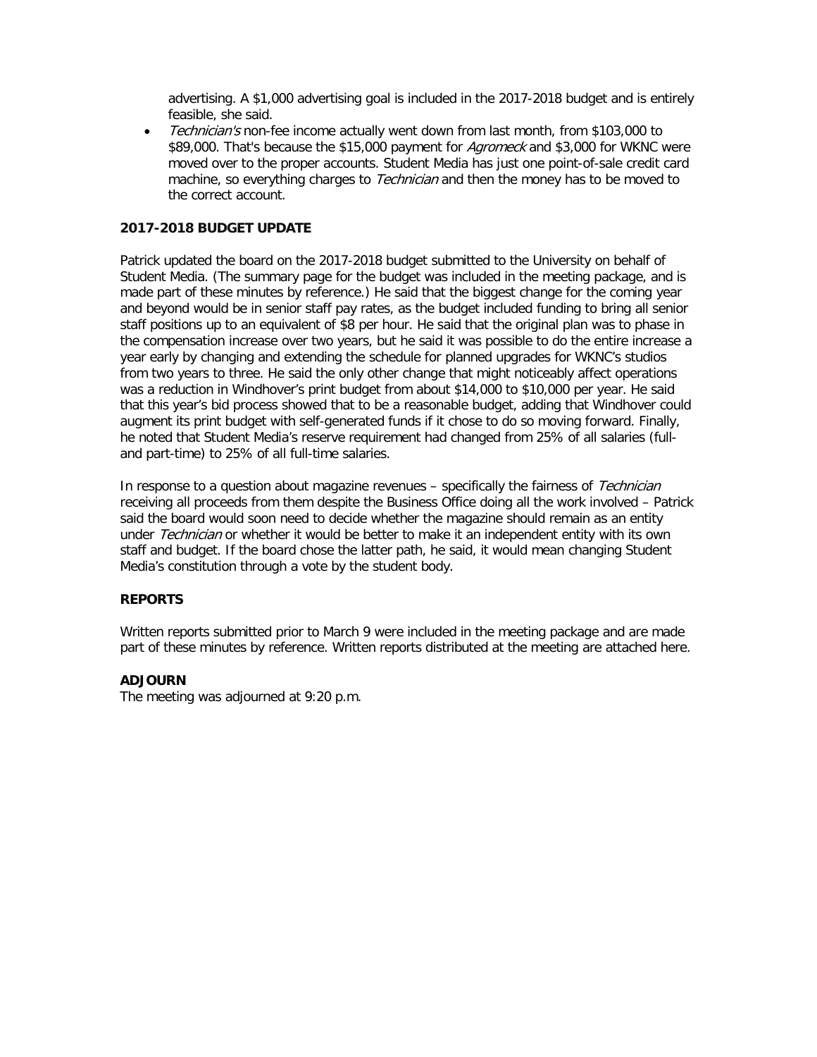advertising. A $1,000 advertising goal is included in the 2017-2018 budget and is entirely feasible, she said.

- *Technician's* non-fee income actually went down from last month, from $103,000 to $89,000. That's because the $15,000 payment for *Agromeck* and $3,000 for WKNC were moved over to the proper accounts. Student Media has just one point-of-sale credit card machine, so everything charges to *Technician* and then the money has to be moved to the correct account.

**2017-2018 BUDGET UPDATE**

Patrick updated the board on the 2017-2018 budget submitted to the University on behalf of Student Media. (The summary page for the budget was included in the meeting package, and is made part of these minutes by reference.) He said that the biggest change for the coming year and beyond would be in senior staff pay rates, as the budget included funding to bring all senior staff positions up to an equivalent of $8 per hour. He said that the original plan was to phase in the compensation increase over two years, but he said it was possible to do the entire increase a year early by changing and extending the schedule for planned upgrades for WKNC's studios from two years to three. He said the only other change that might noticeably affect operations was a reduction in Windhover's print budget from about $14,000 to $10,000 per year. He said that this year's bid process showed that to be a reasonable budget, adding that Windhover could augment its print budget with self-generated funds if it chose to do so moving forward. Finally, he noted that Student Media's reserve requirement had changed from 25% of all salaries (full- and part-time) to 25% of all full-time salaries.

In response to a question about magazine revenues – specifically the fairness of *Technician* receiving all proceeds from them despite the Business Office doing all the work involved – Patrick said the board would soon need to decide whether the magazine should remain as an entity under *Technician* or whether it would be better to make it an independent entity with its own staff and budget. If the board chose the latter path, he said, it would mean changing Student Media's constitution through a vote by the student body.

**REPORTS**

Written reports submitted prior to March 9 were included in the meeting package and are made part of these minutes by reference. Written reports distributed at the meeting are attached here.

**ADJOURN**

The meeting was adjourned at 9:20 p.m.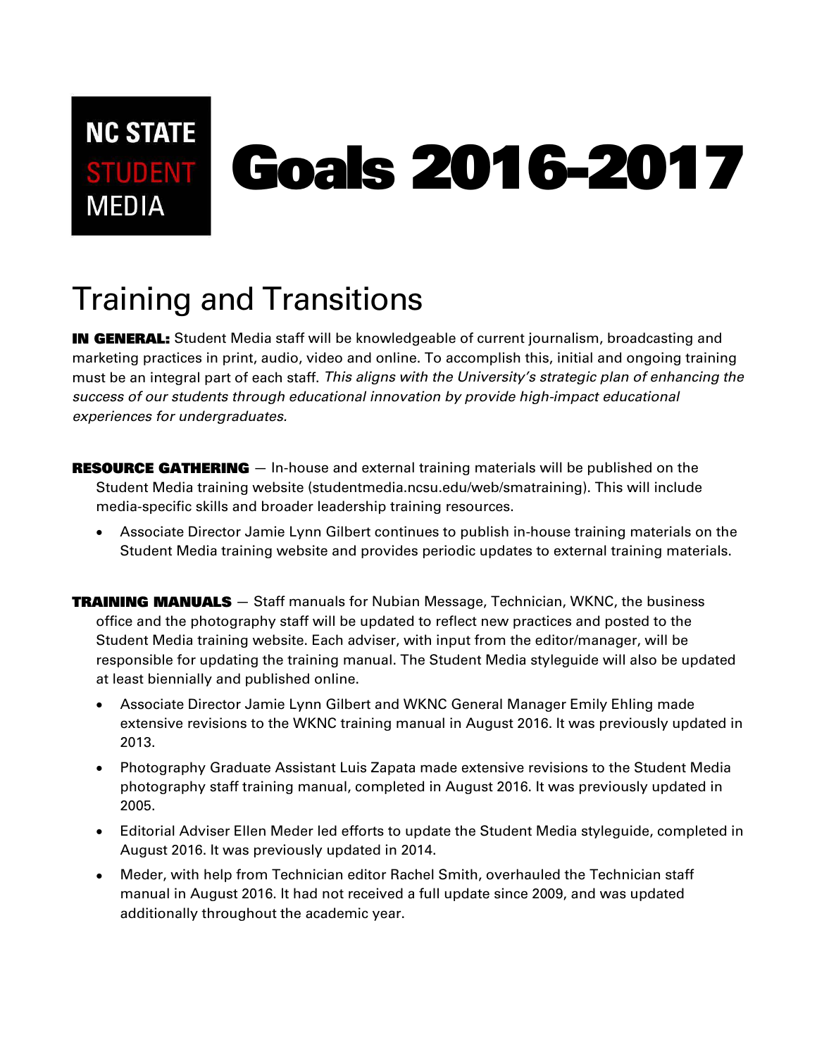NC STATE STUDENT MEDIA

# Goals 2016-2017

## Training and Transitions

**IN GENERAL:** Student Media staff will be knowledgeable of current journalism, broadcasting and marketing practices in print, audio, video and online. To accomplish this, initial and ongoing training must be an integral part of each staff. *This aligns with the University's strategic plan of enhancing the success of our students through educational innovation by provide high-impact educational experiences for undergraduates.*

**RESOURCE GATHERING** — In-house and external training materials will be published on the Student Media training website (studentmedia.ncsu.edu/web/smatraining). This will include media-specific skills and broader leadership training resources.

- Associate Director Jamie Lynn Gilbert continues to publish in-house training materials on the Student Media training website and provides periodic updates to external training materials.

**TRAINING MANUALS** — Staff manuals for Nubian Message, Technician, WKNC, the business office and the photography staff will be updated to reflect new practices and posted to the Student Media training website. Each adviser, with input from the editor/manager, will be responsible for updating the training manual. The Student Media styleguide will also be updated at least biennially and published online.

- Associate Director Jamie Lynn Gilbert and WKNC General Manager Emily Ehling made extensive revisions to the WKNC training manual in August 2016. It was previously updated in 2013.
- Photography Graduate Assistant Luis Zapata made extensive revisions to the Student Media photography staff training manual, completed in August 2016. It was previously updated in 2005.
- Editorial Adviser Ellen Meder led efforts to update the Student Media styleguide, completed in August 2016. It was previously updated in 2014.
- Meder, with help from Technician editor Rachel Smith, overhauled the Technician staff manual in August 2016. It had not received a full update since 2009, and was updated additionally throughout the academic year.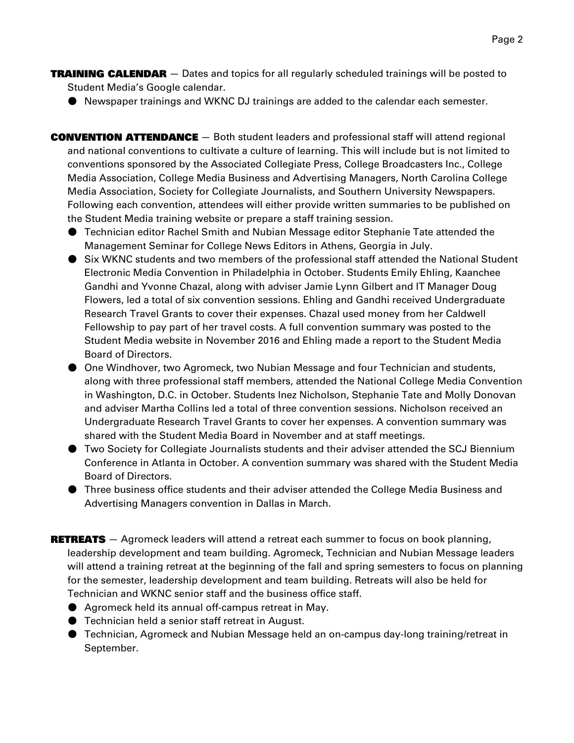**TRAINING CALENDAR** — Dates and topics for all regularly scheduled trainings will be posted to Student Media's Google calendar.

- Newspaper trainings and WKNC DJ trainings are added to the calendar each semester.

**CONVENTION ATTENDANCE** — Both student leaders and professional staff will attend regional and national conventions to cultivate a culture of learning. This will include but is not limited to conventions sponsored by the Associated Collegiate Press, College Broadcasters Inc., College Media Association, College Media Business and Advertising Managers, North Carolina College Media Association, Society for Collegiate Journalists, and Southern University Newspapers. Following each convention, attendees will either provide written summaries to be published on the Student Media training website or prepare a staff training session.

- Technician editor Rachel Smith and Nubian Message editor Stephanie Tate attended the Management Seminar for College News Editors in Athens, Georgia in July.
- Six WKNC students and two members of the professional staff attended the National Student Electronic Media Convention in Philadelphia in October. Students Emily Ehling, Kaanchee Gandhi and Yvonne Chazal, along with adviser Jamie Lynn Gilbert and IT Manager Doug Flowers, led a total of six convention sessions. Ehling and Gandhi received Undergraduate Research Travel Grants to cover their expenses. Chazal used money from her Caldwell Fellowship to pay part of her travel costs. A full convention summary was posted to the Student Media website in November 2016 and Ehling made a report to the Student Media Board of Directors.
- One Windhover, two Agromeck, two Nubian Message and four Technician and students, along with three professional staff members, attended the National College Media Convention in Washington, D.C. in October. Students Inez Nicholson, Stephanie Tate and Molly Donovan and adviser Martha Collins led a total of three convention sessions. Nicholson received an Undergraduate Research Travel Grants to cover her expenses. A convention summary was shared with the Student Media Board in November and at staff meetings.
- Two Society for Collegiate Journalists students and their adviser attended the SCJ Biennium Conference in Atlanta in October. A convention summary was shared with the Student Media Board of Directors.
- Three business office students and their adviser attended the College Media Business and Advertising Managers convention in Dallas in March.

**RETREATS** — Agromeck leaders will attend a retreat each summer to focus on book planning, leadership development and team building. Agromeck, Technician and Nubian Message leaders will attend a training retreat at the beginning of the fall and spring semesters to focus on planning for the semester, leadership development and team building. Retreats will also be held for Technician and WKNC senior staff and the business office staff.

- Agromeck held its annual off-campus retreat in May.
- Technician held a senior staff retreat in August.
- Technician, Agromeck and Nubian Message held an on-campus day-long training/retreat in September.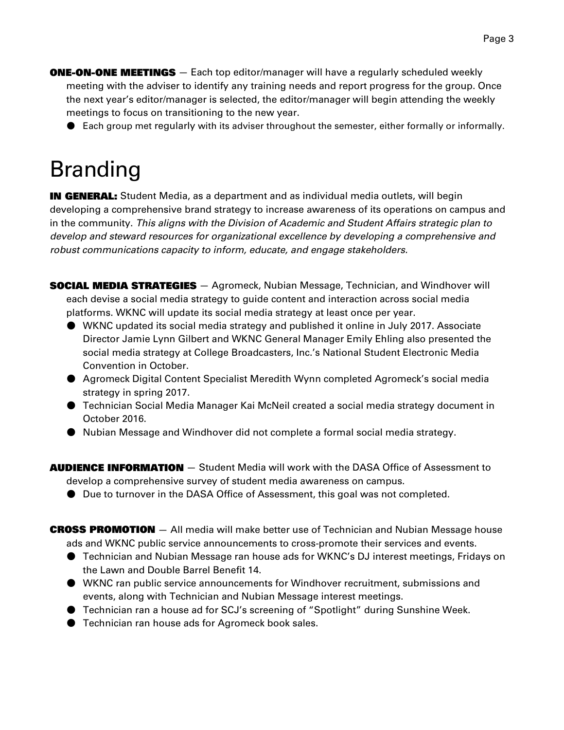**ONE-ON-ONE MEETINGS** — Each top editor/manager will have a regularly scheduled weekly meeting with the adviser to identify any training needs and report progress for the group. Once the next year's editor/manager is selected, the editor/manager will begin attending the weekly meetings to focus on transitioning to the new year.

- Each group met regularly with its adviser throughout the semester, either formally or informally.

# Branding

**IN GENERAL:** Student Media, as a department and as individual media outlets, will begin developing a comprehensive brand strategy to increase awareness of its operations on campus and in the community. *This aligns with the Division of Academic and Student Affairs strategic plan to develop and steward resources for organizational excellence by developing a comprehensive and robust communications capacity to inform, educate, and engage stakeholders.*

**SOCIAL MEDIA STRATEGIES** — Agromeck, Nubian Message, Technician, and Windhover will each devise a social media strategy to guide content and interaction across social media platforms. WKNC will update its social media strategy at least once per year.

- WKNC updated its social media strategy and published it online in July 2017. Associate Director Jamie Lynn Gilbert and WKNC General Manager Emily Ehling also presented the social media strategy at College Broadcasters, Inc.'s National Student Electronic Media Convention in October.
- Agromeck Digital Content Specialist Meredith Wynn completed Agromeck's social media strategy in spring 2017.
- Technician Social Media Manager Kai McNeil created a social media strategy document in October 2016.
- Nubian Message and Windhover did not complete a formal social media strategy.

**AUDIENCE INFORMATION** — Student Media will work with the DASA Office of Assessment to develop a comprehensive survey of student media awareness on campus.

- Due to turnover in the DASA Office of Assessment, this goal was not completed.

**CROSS PROMOTION** — All media will make better use of Technician and Nubian Message house ads and WKNC public service announcements to cross-promote their services and events.

- Technician and Nubian Message ran house ads for WKNC's DJ interest meetings, Fridays on the Lawn and Double Barrel Benefit 14.
- WKNC ran public service announcements for Windhover recruitment, submissions and events, along with Technician and Nubian Message interest meetings.
- Technician ran a house ad for SCJ's screening of "Spotlight" during Sunshine Week.
- Technician ran house ads for Agromeck book sales.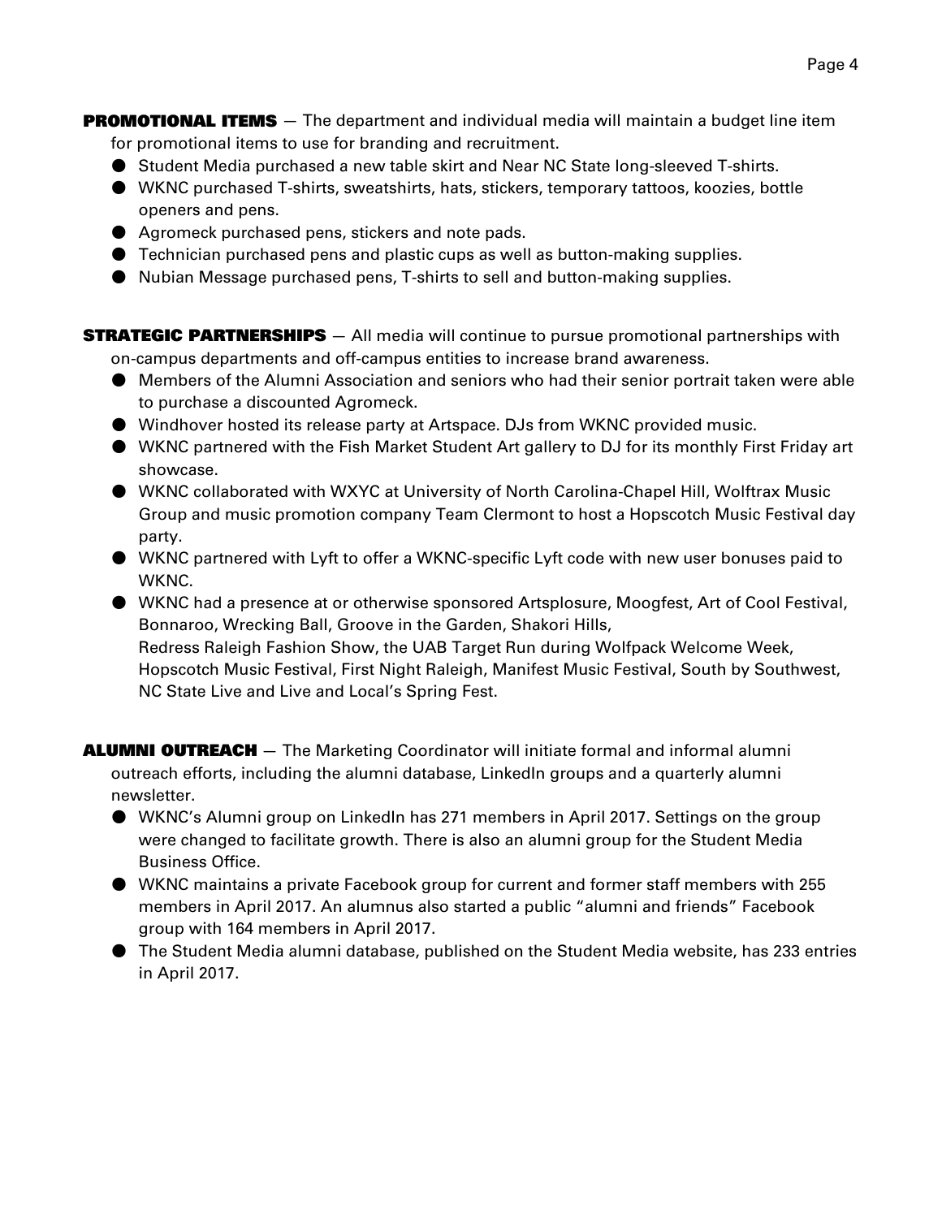**PROMOTIONAL ITEMS** — The department and individual media will maintain a budget line item for promotional items to use for branding and recruitment.

- Student Media purchased a new table skirt and Near NC State long-sleeved T-shirts.
- WKNC purchased T-shirts, sweatshirts, hats, stickers, temporary tattoos, koozies, bottle openers and pens.
- Agromeck purchased pens, stickers and note pads.
- Technician purchased pens and plastic cups as well as button-making supplies.
- Nubian Message purchased pens, T-shirts to sell and button-making supplies.

**STRATEGIC PARTNERSHIPS** — All media will continue to pursue promotional partnerships with on-campus departments and off-campus entities to increase brand awareness.

- Members of the Alumni Association and seniors who had their senior portrait taken were able to purchase a discounted Agromeck.
- Windhover hosted its release party at Artspace. DJs from WKNC provided music.
- WKNC partnered with the Fish Market Student Art gallery to DJ for its monthly First Friday art showcase.
- WKNC collaborated with WXYC at University of North Carolina-Chapel Hill, Wolftrax Music Group and music promotion company Team Clermont to host a Hopscotch Music Festival day party.
- WKNC partnered with Lyft to offer a WKNC-specific Lyft code with new user bonuses paid to WKNC.
- WKNC had a presence at or otherwise sponsored Artsplosure, Moogfest, Art of Cool Festival, Bonnaroo, Wrecking Ball, Groove in the Garden, Shakori Hills, Redress Raleigh Fashion Show, the UAB Target Run during Wolfpack Welcome Week, Hopscotch Music Festival, First Night Raleigh, Manifest Music Festival, South by Southwest, NC State Live and Live and Local's Spring Fest.

**ALUMNI OUTREACH** — The Marketing Coordinator will initiate formal and informal alumni outreach efforts, including the alumni database, LinkedIn groups and a quarterly alumni newsletter.

- WKNC's Alumni group on LinkedIn has 271 members in April 2017. Settings on the group were changed to facilitate growth. There is also an alumni group for the Student Media Business Office.
- WKNC maintains a private Facebook group for current and former staff members with 255 members in April 2017. An alumnus also started a public "alumni and friends" Facebook group with 164 members in April 2017.
- The Student Media alumni database, published on the Student Media website, has 233 entries in April 2017.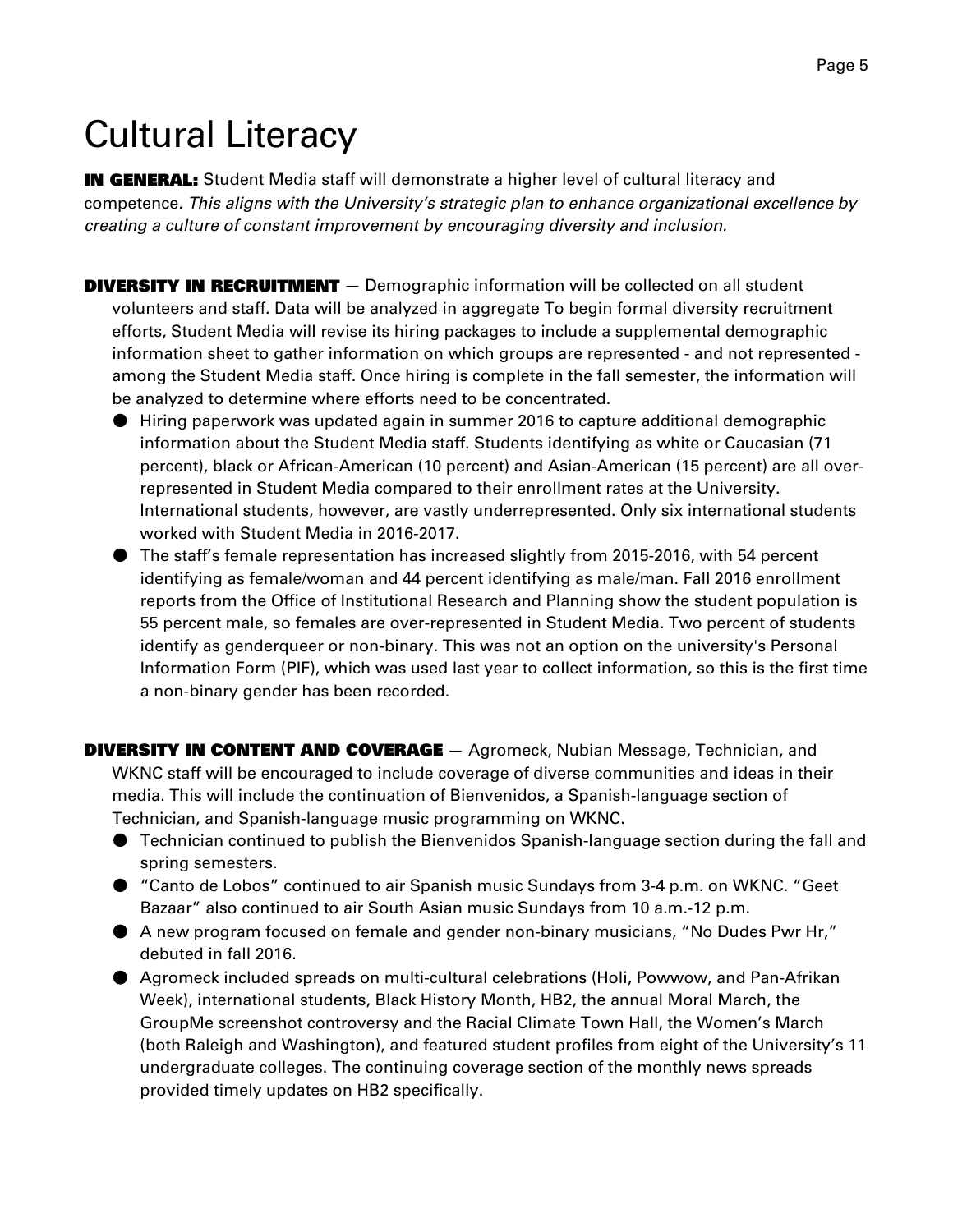# Cultural Literacy

**IN GENERAL:** Student Media staff will demonstrate a higher level of cultural literacy and competence. *This aligns with the University's strategic plan to enhance organizational excellence by creating a culture of constant improvement by encouraging diversity and inclusion.*

**DIVERSITY IN RECRUITMENT** — Demographic information will be collected on all student volunteers and staff. Data will be analyzed in aggregate To begin formal diversity recruitment efforts, Student Media will revise its hiring packages to include a supplemental demographic information sheet to gather information on which groups are represented - and not represented - among the Student Media staff. Once hiring is complete in the fall semester, the information will be analyzed to determine where efforts need to be concentrated.

- Hiring paperwork was updated again in summer 2016 to capture additional demographic information about the Student Media staff. Students identifying as white or Caucasian (71 percent), black or African-American (10 percent) and Asian-American (15 percent) are all over-represented in Student Media compared to their enrollment rates at the University. International students, however, are vastly underrepresented. Only six international students worked with Student Media in 2016-2017.
- The staff's female representation has increased slightly from 2015-2016, with 54 percent identifying as female/woman and 44 percent identifying as male/man. Fall 2016 enrollment reports from the Office of Institutional Research and Planning show the student population is 55 percent male, so females are over-represented in Student Media. Two percent of students identify as genderqueer or non-binary. This was not an option on the university's Personal Information Form (PIF), which was used last year to collect information, so this is the first time a non-binary gender has been recorded.

**DIVERSITY IN CONTENT AND COVERAGE** — Agromeck, Nubian Message, Technician, and WKNC staff will be encouraged to include coverage of diverse communities and ideas in their media. This will include the continuation of Bienvenidos, a Spanish-language section of Technician, and Spanish-language music programming on WKNC.

- Technician continued to publish the Bienvenidos Spanish-language section during the fall and spring semesters.
- "Canto de Lobos" continued to air Spanish music Sundays from 3-4 p.m. on WKNC. "Geet Bazaar" also continued to air South Asian music Sundays from 10 a.m.-12 p.m.
- A new program focused on female and gender non-binary musicians, "No Dudes Pwr Hr," debuted in fall 2016.
- Agromeck included spreads on multi-cultural celebrations (Holi, Powwow, and Pan-Afrikan Week), international students, Black History Month, HB2, the annual Moral March, the GroupMe screenshot controversy and the Racial Climate Town Hall, the Women's March (both Raleigh and Washington), and featured student profiles from eight of the University's 11 undergraduate colleges. The continuing coverage section of the monthly news spreads provided timely updates on HB2 specifically.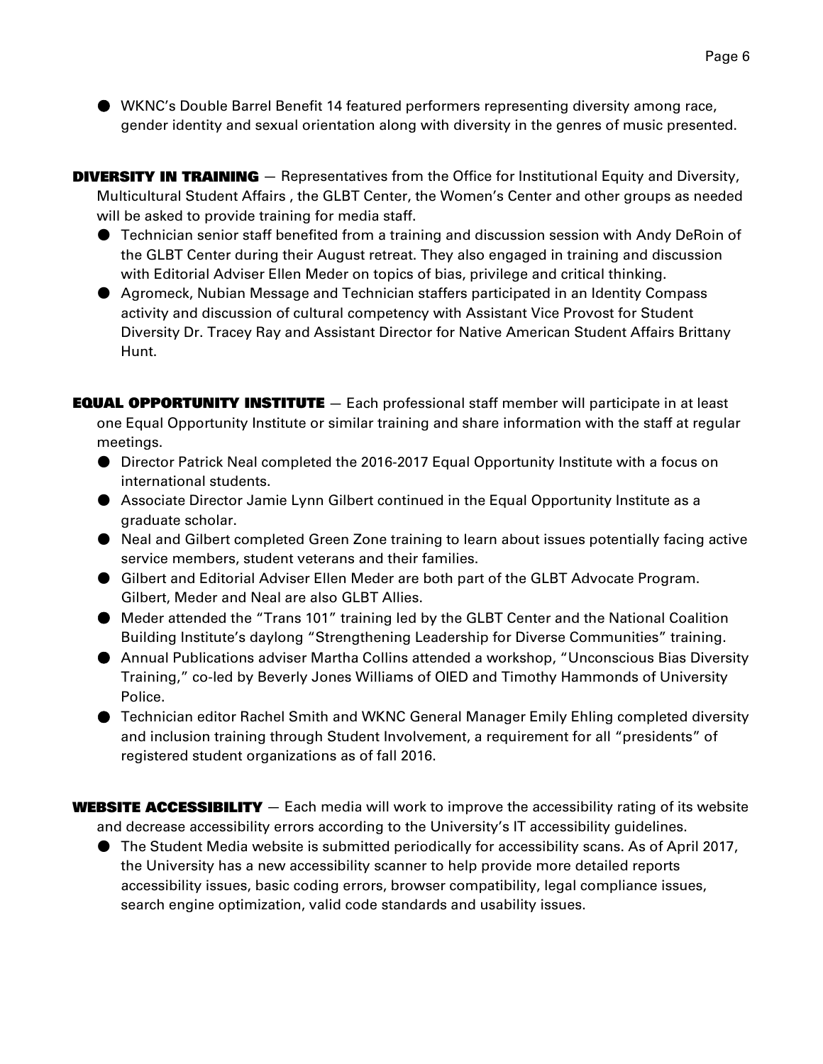- WKNC's Double Barrel Benefit 14 featured performers representing diversity among race, gender identity and sexual orientation along with diversity in the genres of music presented.

**DIVERSITY IN TRAINING** — Representatives from the Office for Institutional Equity and Diversity, Multicultural Student Affairs , the GLBT Center, the Women's Center and other groups as needed will be asked to provide training for media staff.

- Technician senior staff benefited from a training and discussion session with Andy DeRoin of the GLBT Center during their August retreat. They also engaged in training and discussion with Editorial Adviser Ellen Meder on topics of bias, privilege and critical thinking.
- Agromeck, Nubian Message and Technician staffers participated in an Identity Compass activity and discussion of cultural competency with Assistant Vice Provost for Student Diversity Dr. Tracey Ray and Assistant Director for Native American Student Affairs Brittany Hunt.

**EQUAL OPPORTUNITY INSTITUTE** — Each professional staff member will participate in at least one Equal Opportunity Institute or similar training and share information with the staff at regular meetings.

- Director Patrick Neal completed the 2016-2017 Equal Opportunity Institute with a focus on international students.
- Associate Director Jamie Lynn Gilbert continued in the Equal Opportunity Institute as a graduate scholar.
- Neal and Gilbert completed Green Zone training to learn about issues potentially facing active service members, student veterans and their families.
- Gilbert and Editorial Adviser Ellen Meder are both part of the GLBT Advocate Program. Gilbert, Meder and Neal are also GLBT Allies.
- Meder attended the "Trans 101" training led by the GLBT Center and the National Coalition Building Institute's daylong "Strengthening Leadership for Diverse Communities" training.
- Annual Publications adviser Martha Collins attended a workshop, "Unconscious Bias Diversity Training," co-led by Beverly Jones Williams of OIED and Timothy Hammonds of University Police.
- Technician editor Rachel Smith and WKNC General Manager Emily Ehling completed diversity and inclusion training through Student Involvement, a requirement for all "presidents" of registered student organizations as of fall 2016.

**WEBSITE ACCESSIBILITY** — Each media will work to improve the accessibility rating of its website and decrease accessibility errors according to the University's IT accessibility guidelines.

- The Student Media website is submitted periodically for accessibility scans. As of April 2017, the University has a new accessibility scanner to help provide more detailed reports accessibility issues, basic coding errors, browser compatibility, legal compliance issues, search engine optimization, valid code standards and usability issues.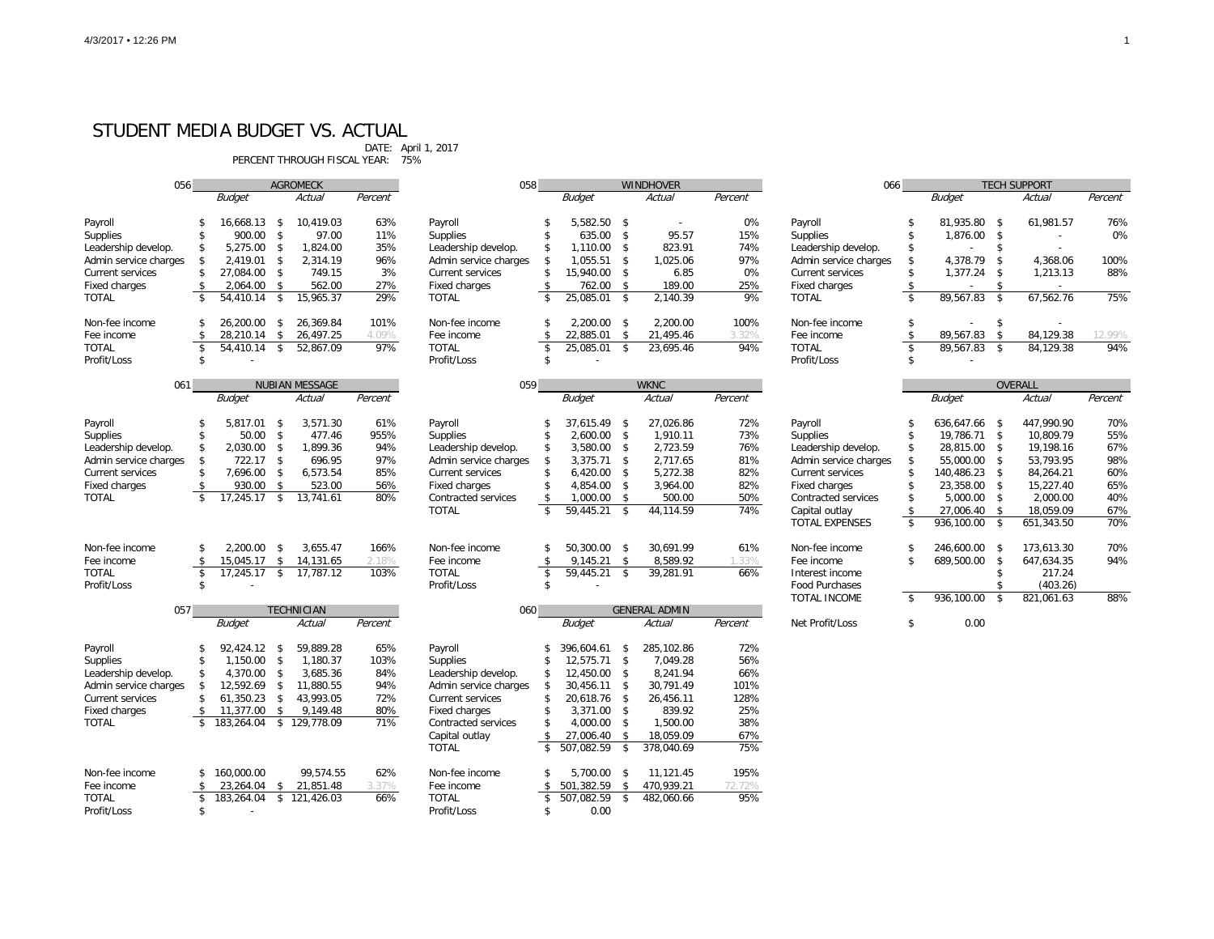# STUDENT MEDIA BUDGET VS. ACTUAL

DATE: April 1, 2017
PERCENT THROUGH FISCAL YEAR: 75%

| 056 | AGROMECK | | |
|---|---|---|---|
| | *Budget* | *Actual* | *Percent* |
| Payroll | $ 16,668.13 | $ 10,419.03 | 63% |
| Supplies | $ 900.00 | $ 97.00 | 11% |
| Leadership develop. | $ 5,275.00 | $ 1,824.00 | 35% |
| Admin service charges | $ 2,419.01 | $ 2,314.19 | 96% |
| Current services | $ 27,084.00 | $ 749.15 | 3% |
| Fixed charges | $ 2,064.00 | $ 562.00 | 27% |
| TOTAL | $ 54,410.14 | $ 15,965.37 | 29% |
| Non-fee income | $ 26,200.00 | $ 26,369.84 | 101% |
| Fee income | $ 28,210.14 | $ 26,497.25 | 4.09% |
| TOTAL | $ 54,410.14 | $ 52,867.09 | 97% |
| Profit/Loss | $ - | | |

| 058 | WINDHOVER | | |
|---|---|---|---|
| | *Budget* | *Actual* | *Percent* |
| Payroll | $ 5,582.50 | $ - | 0% |
| Supplies | $ 635.00 | $ 95.57 | 15% |
| Leadership develop. | $ 1,110.00 | $ 823.91 | 74% |
| Admin service charges | $ 1,055.51 | $ 1,025.06 | 97% |
| Current services | $ 15,940.00 | $ 6.85 | 0% |
| Fixed charges | $ 762.00 | $ 189.00 | 25% |
| TOTAL | $ 25,085.01 | $ 2,140.39 | 9% |
| Non-fee income | $ 2,200.00 | $ 2,200.00 | 100% |
| Fee income | $ 22,885.01 | $ 21,495.46 | 3.32% |
| TOTAL | $ 25,085.01 | $ 23,695.46 | 94% |
| Profit/Loss | $ - | | |

| 066 | TECH SUPPORT | | |
|---|---|---|---|
| | *Budget* | *Actual* | *Percent* |
| Payroll | $ 81,935.80 | $ 61,981.57 | 76% |
| Supplies | $ 1,876.00 | $ - | 0% |
| Leadership develop. | $ - | $ - | |
| Admin service charges | $ 4,378.79 | $ 4,368.06 | 100% |
| Current services | $ 1,377.24 | $ 1,213.13 | 88% |
| Fixed charges | $ - | $ - | |
| TOTAL | $ 89,567.83 | $ 67,562.76 | 75% |
| Non-fee income | $ - | $ - | |
| Fee income | $ 89,567.83 | $ 84,129.38 | 12.99% |
| TOTAL | $ 89,567.83 | $ 84,129.38 | 94% |
| Profit/Loss | $ - | | |

| 061 | NUBIAN MESSAGE | | |
|---|---|---|---|
| | *Budget* | *Actual* | *Percent* |
| Payroll | $ 5,817.01 | $ 3,571.30 | 61% |
| Supplies | $ 50.00 | $ 477.46 | 955% |
| Leadership develop. | $ 2,030.00 | $ 1,899.36 | 94% |
| Admin service charges | $ 722.17 | $ 696.95 | 97% |
| Current services | $ 7,696.00 | $ 6,573.54 | 85% |
| Fixed charges | $ 930.00 | $ 523.00 | 56% |
| TOTAL | $ 17,245.17 | $ 13,741.61 | 80% |
| Non-fee income | $ 2,200.00 | $ 3,655.47 | 166% |
| Fee income | $ 15,045.17 | $ 14,131.65 | 2.18% |
| TOTAL | $ 17,245.17 | $ 17,787.12 | 103% |
| Profit/Loss | $ - | | |

| 059 | WKNC | | |
|---|---|---|---|
| | *Budget* | *Actual* | *Percent* |
| Payroll | $ 37,615.49 | $ 27,026.86 | 72% |
| Supplies | $ 2,600.00 | $ 1,910.11 | 73% |
| Leadership develop. | $ 3,580.00 | $ 2,723.59 | 76% |
| Admin service charges | $ 3,375.71 | $ 2,717.65 | 81% |
| Current services | $ 6,420.00 | $ 5,272.38 | 82% |
| Fixed charges | $ 4,854.00 | $ 3,964.00 | 82% |
| Contracted services | $ 1,000.00 | $ 500.00 | 50% |
| TOTAL | $ 59,445.21 | $ 44,114.59 | 74% |
| Non-fee income | $ 50,300.00 | $ 30,691.99 | 61% |
| Fee income | $ 9,145.21 | $ 8,589.92 | 1.33% |
| TOTAL | $ 59,445.21 | $ 39,281.91 | 66% |
| Profit/Loss | $ - | | |

| | OVERALL | | |
|---|---|---|---|
| | *Budget* | *Actual* | *Percent* |
| Payroll | $ 636,647.66 | $ 447,990.90 | 70% |
| Supplies | $ 19,786.71 | $ 10,809.79 | 55% |
| Leadership develop. | $ 28,815.00 | $ 19,198.16 | 67% |
| Admin service charges | $ 55,000.00 | $ 53,793.95 | 98% |
| Current services | $ 140,486.23 | $ 84,264.21 | 60% |
| Fixed charges | $ 23,358.00 | $ 15,227.40 | 65% |
| Contracted services | $ 5,000.00 | $ 2,000.00 | 40% |
| Capital outlay | $ 27,006.40 | $ 18,059.09 | 67% |
| TOTAL EXPENSES | $ 936,100.00 | $ 651,343.50 | 70% |
| Non-fee income | $ 246,600.00 | $ 173,613.30 | 70% |
| Fee income | $ 689,500.00 | $ 647,634.35 | 94% |
| Interest income | | $ 217.24 | |
| Food Purchases | | $ (403.26) | |
| TOTAL INCOME | $ 936,100.00 | $ 821,061.63 | 88% |
| Net Profit/Loss | $ 0.00 | | |

| 057 | TECHNICIAN | | |
|---|---|---|---|
| | *Budget* | *Actual* | *Percent* |
| Payroll | $ 92,424.12 | $ 59,889.28 | 65% |
| Supplies | $ 1,150.00 | $ 1,180.37 | 103% |
| Leadership develop. | $ 4,370.00 | $ 3,685.36 | 84% |
| Admin service charges | $ 12,592.69 | $ 11,880.55 | 94% |
| Current services | $ 61,350.23 | $ 43,993.05 | 72% |
| Fixed charges | $ 11,377.00 | $ 9,149.48 | 80% |
| TOTAL | $ 183,264.04 | $ 129,778.09 | 71% |
| Non-fee income | $ 160,000.00 | 99,574.55 | 62% |
| Fee income | $ 23,264.04 | $ 21,851.48 | 3.37% |
| TOTAL | $ 183,264.04 | $ 121,426.03 | 66% |
| Profit/Loss | $ - | | |

| 060 | GENERAL ADMIN | | |
|---|---|---|---|
| | *Budget* | *Actual* | *Percent* |
| Payroll | $ 396,604.61 | $ 285,102.86 | 72% |
| Supplies | $ 12,575.71 | $ 7,049.28 | 56% |
| Leadership develop. | $ 12,450.00 | $ 8,241.94 | 66% |
| Admin service charges | $ 30,456.11 | $ 30,791.49 | 101% |
| Current services | $ 20,618.76 | $ 26,456.11 | 128% |
| Fixed charges | $ 3,371.00 | $ 839.92 | 25% |
| Contracted services | $ 4,000.00 | $ 1,500.00 | 38% |
| Capital outlay | $ 27,006.40 | $ 18,059.09 | 67% |
| TOTAL | $ 507,082.59 | $ 378,040.69 | 75% |
| Non-fee income | $ 5,700.00 | $ 11,121.45 | 195% |
| Fee income | $ 501,382.59 | $ 470,939.21 | 72.72% |
| TOTAL | $ 507,082.59 | $ 482,060.66 | 95% |
| Profit/Loss | $ 0.00 | | |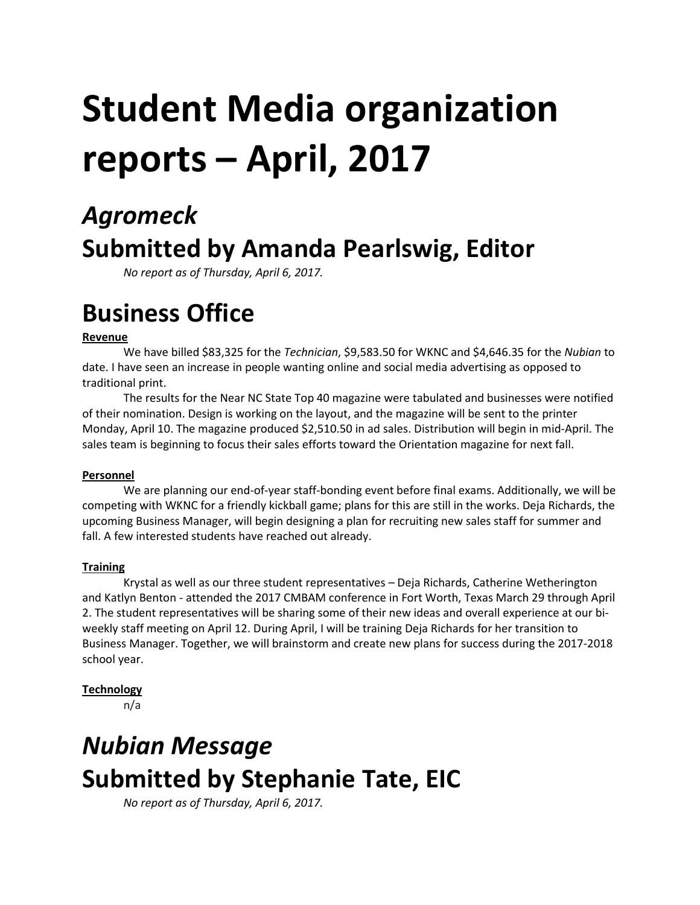# Student Media organization reports – April, 2017

## *Agromeck*

## Submitted by Amanda Pearlswig, Editor

*No report as of Thursday, April 6, 2017.*

# Business Office

**Revenue**

We have billed $83,325 for the *Technician*, $9,583.50 for WKNC and $4,646.35 for the *Nubian* to date. I have seen an increase in people wanting online and social media advertising as opposed to traditional print.

The results for the Near NC State Top 40 magazine were tabulated and businesses were notified of their nomination. Design is working on the layout, and the magazine will be sent to the printer Monday, April 10. The magazine produced $2,510.50 in ad sales. Distribution will begin in mid-April. The sales team is beginning to focus their sales efforts toward the Orientation magazine for next fall.

**Personnel**

We are planning our end-of-year staff-bonding event before final exams. Additionally, we will be competing with WKNC for a friendly kickball game; plans for this are still in the works. Deja Richards, the upcoming Business Manager, will begin designing a plan for recruiting new sales staff for summer and fall. A few interested students have reached out already.

**Training**

Krystal as well as our three student representatives – Deja Richards, Catherine Wetherington and Katlyn Benton - attended the 2017 CMBAM conference in Fort Worth, Texas March 29 through April 2. The student representatives will be sharing some of their new ideas and overall experience at our bi-weekly staff meeting on April 12. During April, I will be training Deja Richards for her transition to Business Manager. Together, we will brainstorm and create new plans for success during the 2017-2018 school year.

**Technology**

n/a

## *Nubian Message*

## Submitted by Stephanie Tate, EIC

*No report as of Thursday, April 6, 2017.*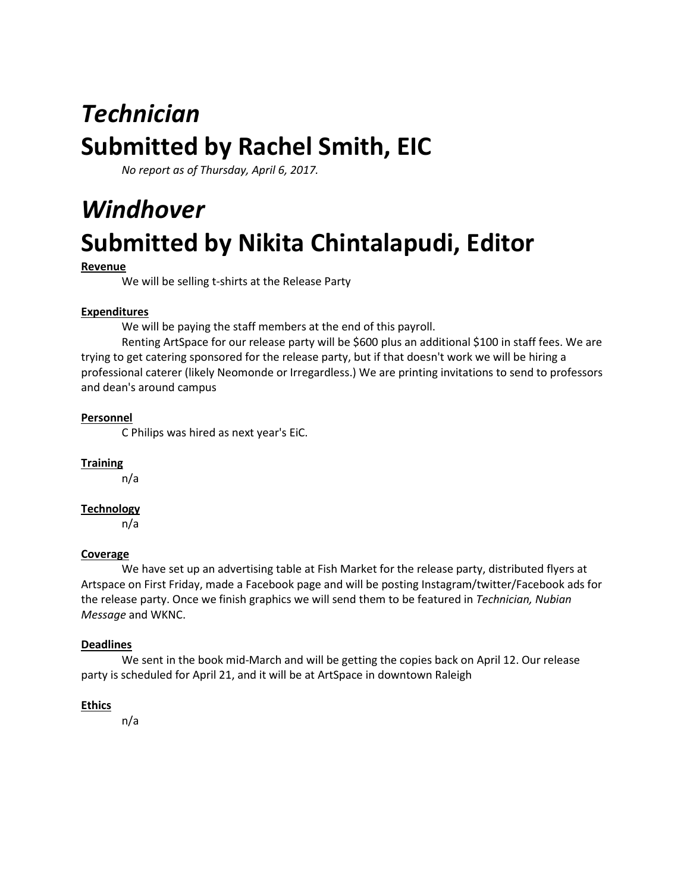# *Technician*
# Submitted by Rachel Smith, EIC

*No report as of Thursday, April 6, 2017.*

# *Windhover*
# Submitted by Nikita Chintalapudi, Editor

**Revenue**

We will be selling t-shirts at the Release Party

**Expenditures**

We will be paying the staff members at the end of this payroll.

Renting ArtSpace for our release party will be $600 plus an additional $100 in staff fees. We are trying to get catering sponsored for the release party, but if that doesn't work we will be hiring a professional caterer (likely Neomonde or Irregardless.) We are printing invitations to send to professors and dean's around campus

**Personnel**

C Philips was hired as next year's EiC.

**Training**

n/a

**Technology**

n/a

**Coverage**

We have set up an advertising table at Fish Market for the release party, distributed flyers at Artspace on First Friday, made a Facebook page and will be posting Instagram/twitter/Facebook ads for the release party. Once we finish graphics we will send them to be featured in *Technician, Nubian Message* and WKNC.

**Deadlines**

We sent in the book mid-March and will be getting the copies back on April 12. Our release party is scheduled for April 21, and it will be at ArtSpace in downtown Raleigh

**Ethics**

n/a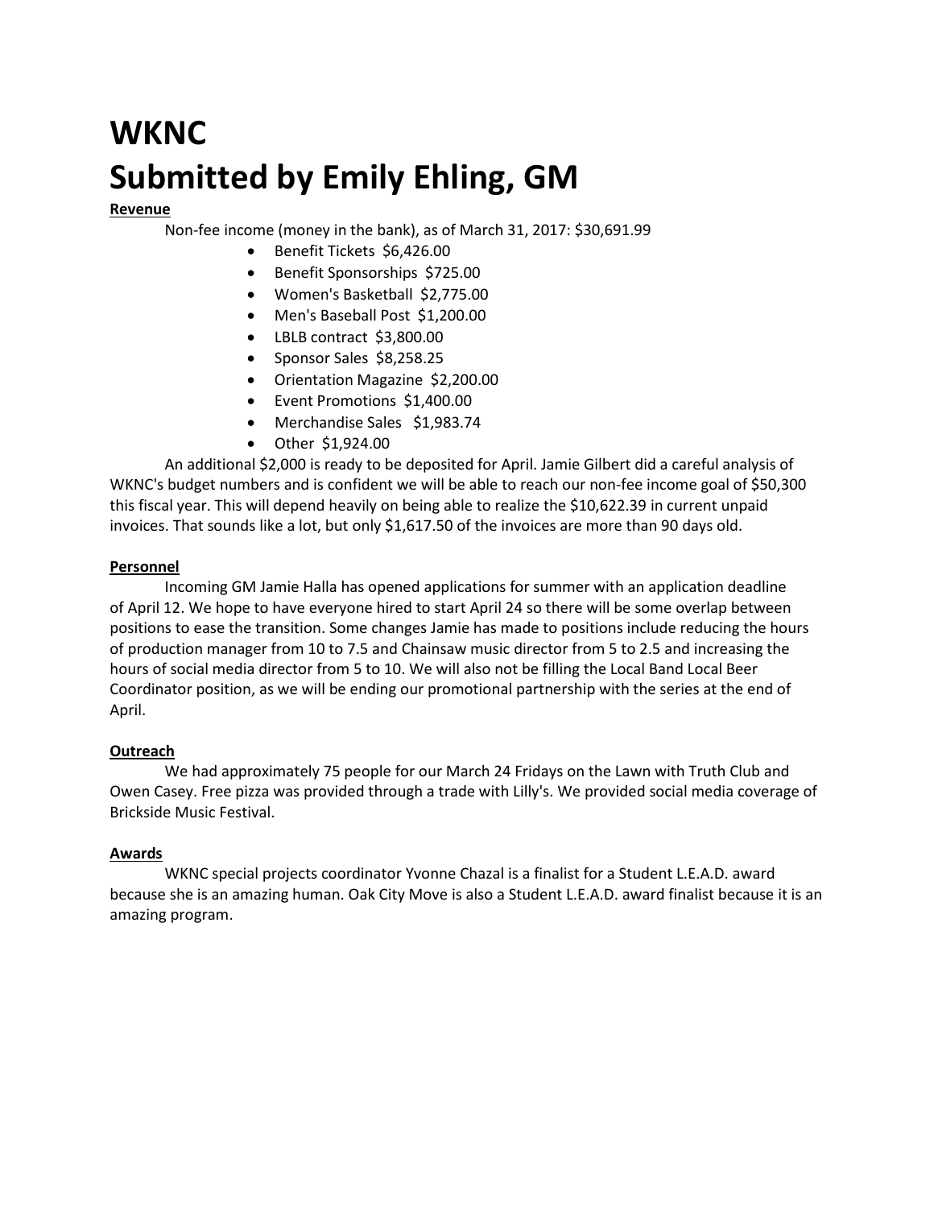# WKNC
# Submitted by Emily Ehling, GM

**Revenue**

Non-fee income (money in the bank), as of March 31, 2017: $30,691.99

- Benefit Tickets  $6,426.00
- Benefit Sponsorships  $725.00
- Women's Basketball  $2,775.00
- Men's Baseball Post  $1,200.00
- LBLB contract  $3,800.00
- Sponsor Sales  $8,258.25
- Orientation Magazine  $2,200.00
- Event Promotions  $1,400.00
- Merchandise Sales   $1,983.74
- Other  $1,924.00

An additional $2,000 is ready to be deposited for April. Jamie Gilbert did a careful analysis of WKNC's budget numbers and is confident we will be able to reach our non-fee income goal of $50,300 this fiscal year. This will depend heavily on being able to realize the $10,622.39 in current unpaid invoices. That sounds like a lot, but only $1,617.50 of the invoices are more than 90 days old.

**Personnel**

Incoming GM Jamie Halla has opened applications for summer with an application deadline of April 12. We hope to have everyone hired to start April 24 so there will be some overlap between positions to ease the transition. Some changes Jamie has made to positions include reducing the hours of production manager from 10 to 7.5 and Chainsaw music director from 5 to 2.5 and increasing the hours of social media director from 5 to 10. We will also not be filling the Local Band Local Beer Coordinator position, as we will be ending our promotional partnership with the series at the end of April.

**Outreach**

We had approximately 75 people for our March 24 Fridays on the Lawn with Truth Club and Owen Casey. Free pizza was provided through a trade with Lilly's. We provided social media coverage of Brickside Music Festival.

**Awards**

WKNC special projects coordinator Yvonne Chazal is a finalist for a Student L.E.A.D. award because she is an amazing human. Oak City Move is also a Student L.E.A.D. award finalist because it is an amazing program.